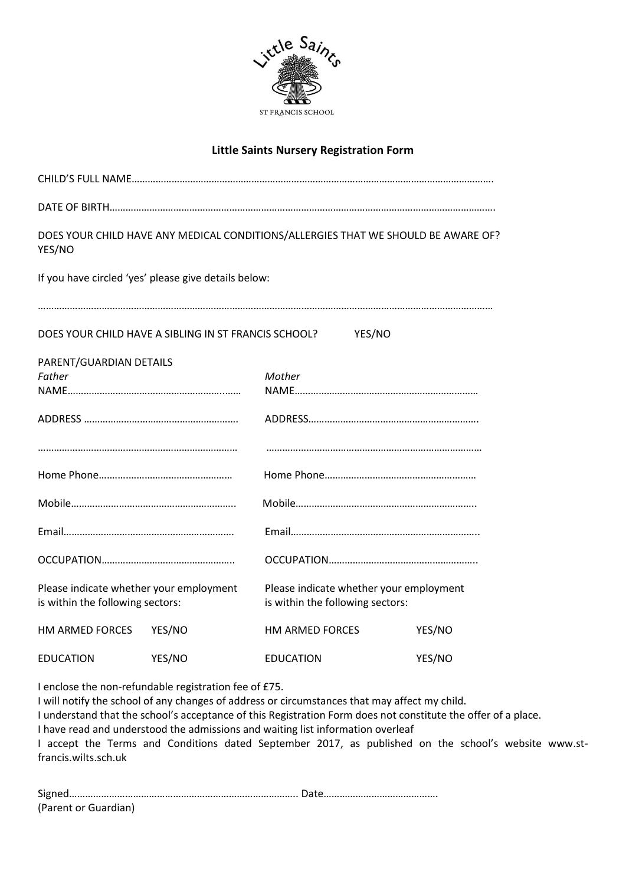Little Saints

ST FRANCIS SCHOOL

## Little Saints Nursery Registration Form

CHILD'S FULL NAME…………………………………………………………………………………………………………………….

DATE OF BIRTH…………………………………………………………………………………………………………………………….

DOES YOUR CHILD HAVE ANY MEDICAL CONDITIONS/ALLERGIES THAT WE SHOULD BE AWARE OF?
YES/NO

If you have circled 'yes' please give details below:

……………………………………………………………………………………………………………………………………………………

DOES YOUR CHILD HAVE A SIBLING IN ST FRANCIS SCHOOL? YES/NO

PARENT/GUARDIAN DETAILS

| *Father* | | *Mother* | |
|---|---|---|---|
| NAME………………………………………………… | | NAME…………………………………………………… | |
| ADDRESS ………………………………………………… | | ADDRESS……………………………………………………. | |
| ………………………………………………………………… | | ……………………………………………………………………… | |
| Home Phone………………………………………… | | Home Phone………………………………………………… | |
| Mobile…………………………………………………….. | | Mobile………………………………………………………….. | |
| Email……………………………………………………… | | Email……………………………………………………………... | |
| OCCUPATION………………………………………….. | | OCCUPATION……………………………………………….. | |
| Please indicate whether your employment is within the following sectors: | | Please indicate whether your employment is within the following sectors: | |
| HM ARMED FORCES | YES/NO | HM ARMED FORCES | YES/NO |
| EDUCATION | YES/NO | EDUCATION | YES/NO |

I enclose the non-refundable registration fee of £75.
I will notify the school of any changes of address or circumstances that may affect my child.
I understand that the school's acceptance of this Registration Form does not constitute the offer of a place.
I have read and understood the admissions and waiting list information overleaf
I accept the Terms and Conditions dated September 2017, as published on the school's website www.st-francis.wilts.sch.uk

Signed…………………………………………………………………………... Date…………………………………….
(Parent or Guardian)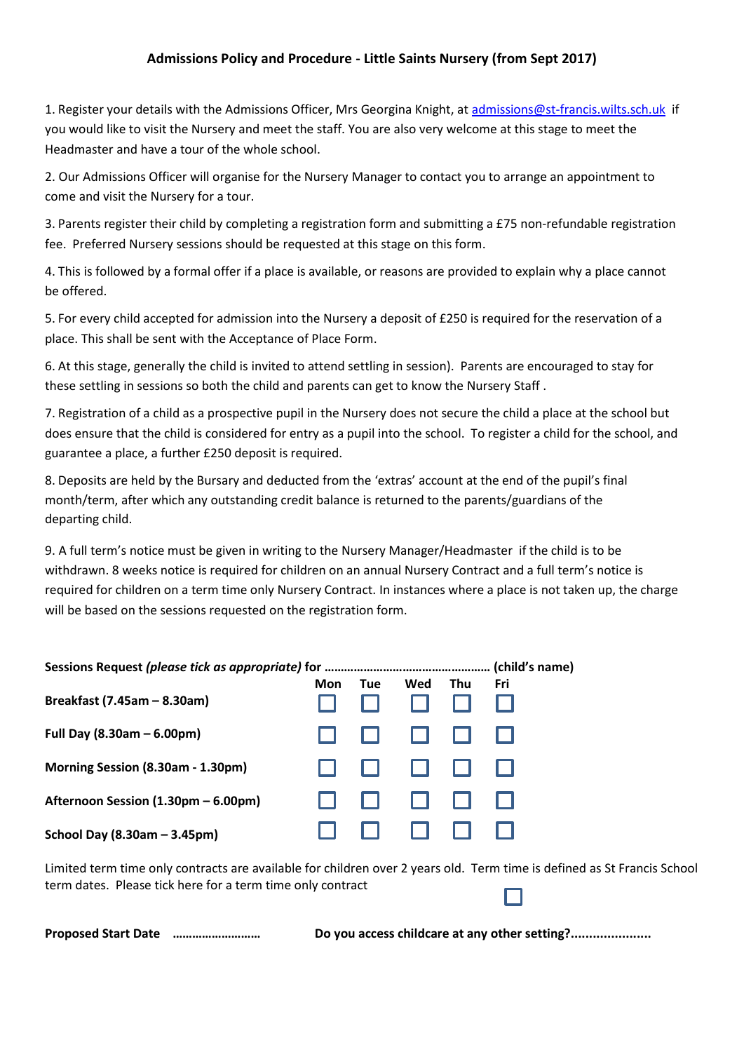**Admissions Policy and Procedure - Little Saints Nursery (from Sept 2017)**

1. Register your details with the Admissions Officer, Mrs Georgina Knight, at admissions@st-francis.wilts.sch.uk if you would like to visit the Nursery and meet the staff. You are also very welcome at this stage to meet the Headmaster and have a tour of the whole school.

2. Our Admissions Officer will organise for the Nursery Manager to contact you to arrange an appointment to come and visit the Nursery for a tour.

3. Parents register their child by completing a registration form and submitting a £75 non-refundable registration fee. Preferred Nursery sessions should be requested at this stage on this form.

4. This is followed by a formal offer if a place is available, or reasons are provided to explain why a place cannot be offered.

5. For every child accepted for admission into the Nursery a deposit of £250 is required for the reservation of a place. This shall be sent with the Acceptance of Place Form.

6. At this stage, generally the child is invited to attend settling in session). Parents are encouraged to stay for these settling in sessions so both the child and parents can get to know the Nursery Staff .

7. Registration of a child as a prospective pupil in the Nursery does not secure the child a place at the school but does ensure that the child is considered for entry as a pupil into the school. To register a child for the school, and guarantee a place, a further £250 deposit is required.

8. Deposits are held by the Bursary and deducted from the 'extras' account at the end of the pupil's final month/term, after which any outstanding credit balance is returned to the parents/guardians of the departing child.

9. A full term's notice must be given in writing to the Nursery Manager/Headmaster if the child is to be withdrawn. 8 weeks notice is required for children on an annual Nursery Contract and a full term's notice is required for children on a term time only Nursery Contract. In instances where a place is not taken up, the charge will be based on the sessions requested on the registration form.

**Sessions Request *(please tick as appropriate)* for …………………………………………… (child's name)**

| | Mon | Tue | Wed | Thu | Fri |
|---|---|---|---|---|---|
| **Breakfast (7.45am – 8.30am)** | ☐ | ☐ | ☐ | ☐ | ☐ |
| **Full Day (8.30am – 6.00pm)** | ☐ | ☐ | ☐ | ☐ | ☐ |
| **Morning Session (8.30am - 1.30pm)** | ☐ | ☐ | ☐ | ☐ | ☐ |
| **Afternoon Session (1.30pm – 6.00pm)** | ☐ | ☐ | ☐ | ☐ | ☐ |
| **School Day (8.30am – 3.45pm)** | ☐ | ☐ | ☐ | ☐ | ☐ |

Limited term time only contracts are available for children over 2 years old. Term time is defined as St Francis School term dates. Please tick here for a term time only contract ☐

**Proposed Start Date** ……………………… **Do you access childcare at any other setting?**.....................